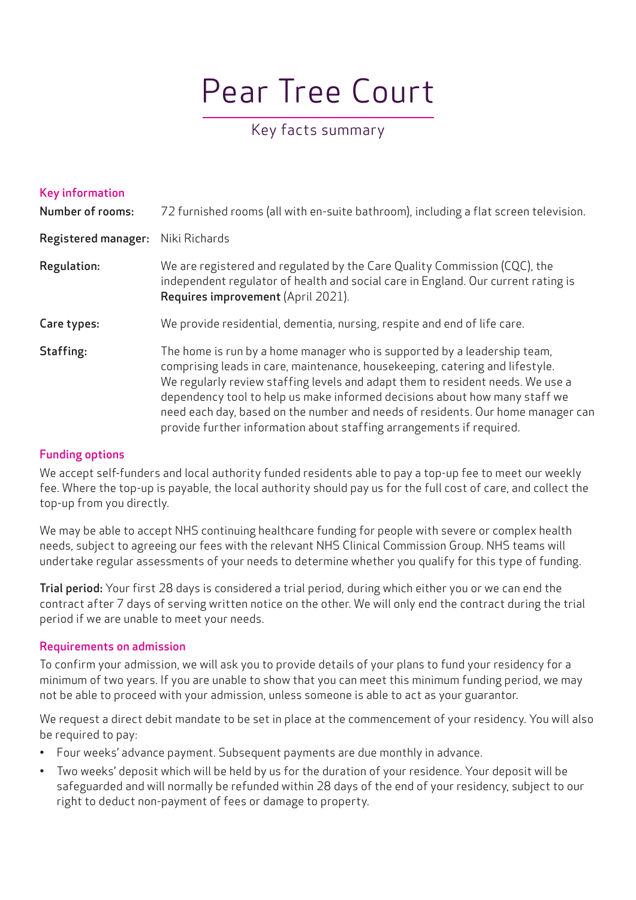# Pear Tree Court

## Key facts summary

### Key information

**Number of rooms:** 72 furnished rooms (all with en-suite bathroom), including a flat screen television.

**Registered manager:** Niki Richards

**Regulation:** We are registered and regulated by the Care Quality Commission (CQC), the independent regulator of health and social care in England. Our current rating is **Requires improvement** (April 2021).

**Care types:** We provide residential, dementia, nursing, respite and end of life care.

**Staffing:** The home is run by a home manager who is supported by a leadership team, comprising leads in care, maintenance, housekeeping, catering and lifestyle. We regularly review staffing levels and adapt them to resident needs. We use a dependency tool to help us make informed decisions about how many staff we need each day, based on the number and needs of residents. Our home manager can provide further information about staffing arrangements if required.

### Funding options

We accept self-funders and local authority funded residents able to pay a top-up fee to meet our weekly fee. Where the top-up is payable, the local authority should pay us for the full cost of care, and collect the top-up from you directly.

We may be able to accept NHS continuing healthcare funding for people with severe or complex health needs, subject to agreeing our fees with the relevant NHS Clinical Commission Group. NHS teams will undertake regular assessments of your needs to determine whether you qualify for this type of funding.

**Trial period:** Your first 28 days is considered a trial period, during which either you or we can end the contract after 7 days of serving written notice on the other. We will only end the contract during the trial period if we are unable to meet your needs.

### Requirements on admission

To confirm your admission, we will ask you to provide details of your plans to fund your residency for a minimum of two years. If you are unable to show that you can meet this minimum funding period, we may not be able to proceed with your admission, unless someone is able to act as your guarantor.

We request a direct debit mandate to be set in place at the commencement of your residency. You will also be required to pay:

- Four weeks' advance payment. Subsequent payments are due monthly in advance.
- Two weeks' deposit which will be held by us for the duration of your residence. Your deposit will be safeguarded and will normally be refunded within 28 days of the end of your residency, subject to our right to deduct non-payment of fees or damage to property.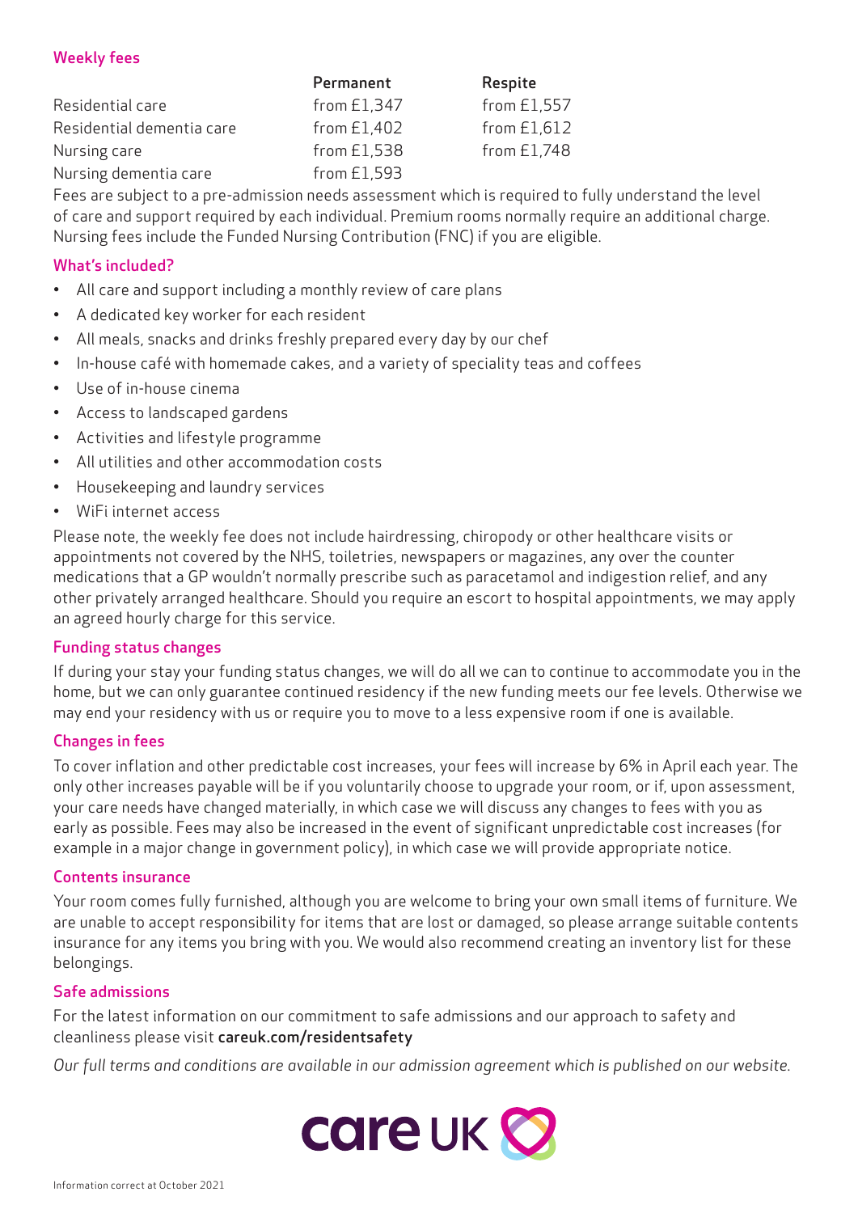## Weekly fees

| | Permanent | Respite |
|---|---|---|
| Residential care | from £1,347 | from £1,557 |
| Residential dementia care | from £1,402 | from £1,612 |
| Nursing care | from £1,538 | from £1,748 |
| Nursing dementia care | from £1,593 | |

Fees are subject to a pre-admission needs assessment which is required to fully understand the level of care and support required by each individual. Premium rooms normally require an additional charge. Nursing fees include the Funded Nursing Contribution (FNC) if you are eligible.

## What's included?

- All care and support including a monthly review of care plans
- A dedicated key worker for each resident
- All meals, snacks and drinks freshly prepared every day by our chef
- In-house café with homemade cakes, and a variety of speciality teas and coffees
- Use of in-house cinema
- Access to landscaped gardens
- Activities and lifestyle programme
- All utilities and other accommodation costs
- Housekeeping and laundry services
- WiFi internet access

Please note, the weekly fee does not include hairdressing, chiropody or other healthcare visits or appointments not covered by the NHS, toiletries, newspapers or magazines, any over the counter medications that a GP wouldn't normally prescribe such as paracetamol and indigestion relief, and any other privately arranged healthcare. Should you require an escort to hospital appointments, we may apply an agreed hourly charge for this service.

## Funding status changes

If during your stay your funding status changes, we will do all we can to continue to accommodate you in the home, but we can only guarantee continued residency if the new funding meets our fee levels. Otherwise we may end your residency with us or require you to move to a less expensive room if one is available.

## Changes in fees

To cover inflation and other predictable cost increases, your fees will increase by 6% in April each year. The only other increases payable will be if you voluntarily choose to upgrade your room, or if, upon assessment, your care needs have changed materially, in which case we will discuss any changes to fees with you as early as possible. Fees may also be increased in the event of significant unpredictable cost increases (for example in a major change in government policy), in which case we will provide appropriate notice.

## Contents insurance

Your room comes fully furnished, although you are welcome to bring your own small items of furniture. We are unable to accept responsibility for items that are lost or damaged, so please arrange suitable contents insurance for any items you bring with you. We would also recommend creating an inventory list for these belongings.

## Safe admissions

For the latest information on our commitment to safe admissions and our approach to safety and cleanliness please visit **careuk.com/residentsafety**

*Our full terms and conditions are available in our admission agreement which is published on our website.*

care UK

Information correct at October 2021